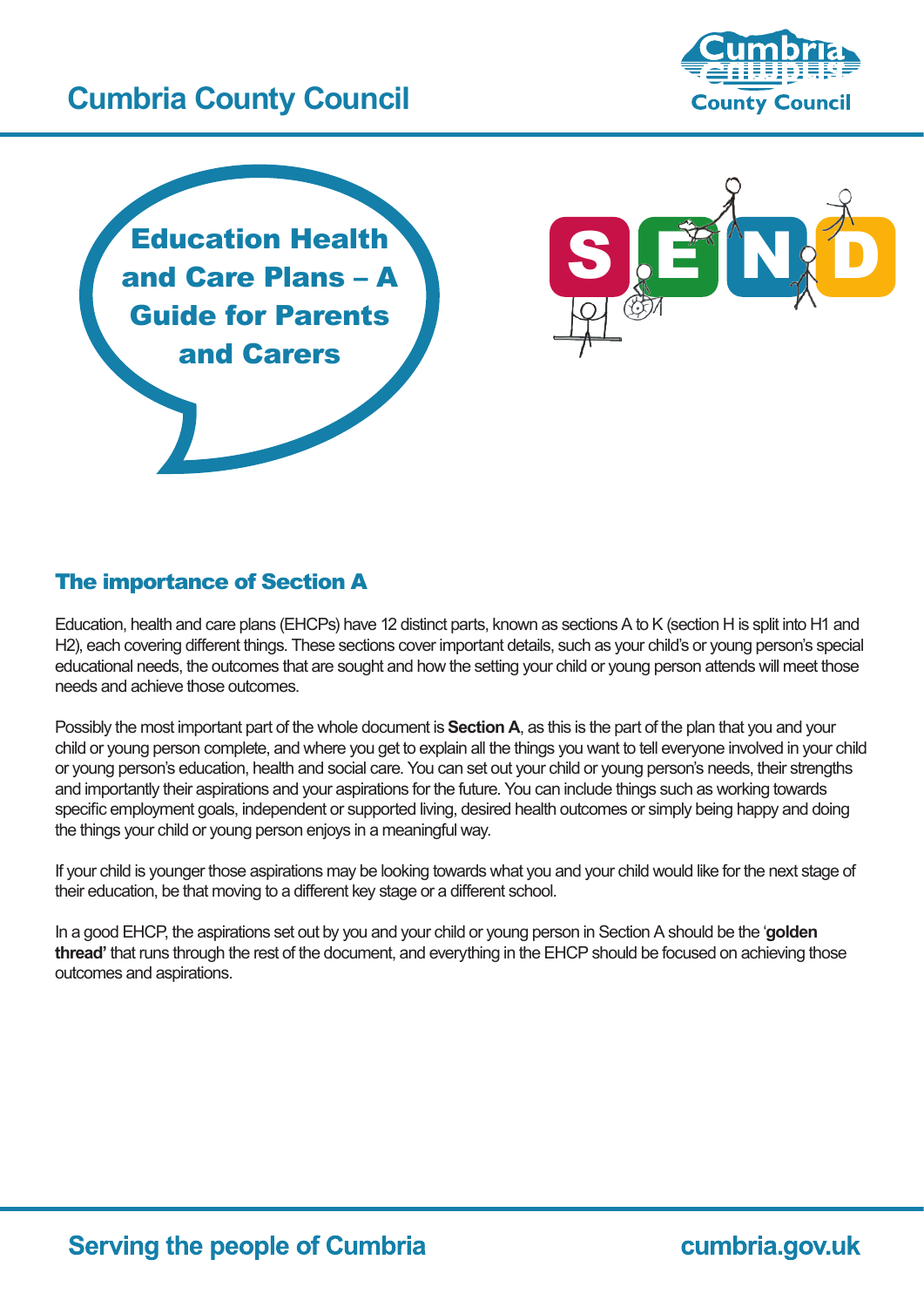# Education Health and Care Plans – A Guide for Parents and Carers

## The importance of Section A

Education, health and care plans (EHCPs) have 12 distinct parts, known as sections A to K (section H is split into H1 and H2), each covering different things. These sections cover important details, such as your child's or young person's special educational needs, the outcomes that are sought and how the setting your child or young person attends will meet those needs and achieve those outcomes.

Possibly the most important part of the whole document is **Section A**, as this is the part of the plan that you and your child or young person complete, and where you get to explain all the things you want to tell everyone involved in your child or young person's education, health and social care. You can set out your child or young person's needs, their strengths and importantly their aspirations and your aspirations for the future. You can include things such as working towards specific employment goals, independent or supported living, desired health outcomes or simply being happy and doing the things your child or young person enjoys in a meaningful way.

If your child is younger those aspirations may be looking towards what you and your child would like for the next stage of their education, be that moving to a different key stage or a different school.

In a good EHCP, the aspirations set out by you and your child or young person in Section A should be the '**golden thread'** that runs through the rest of the document, and everything in the EHCP should be focused on achieving those outcomes and aspirations.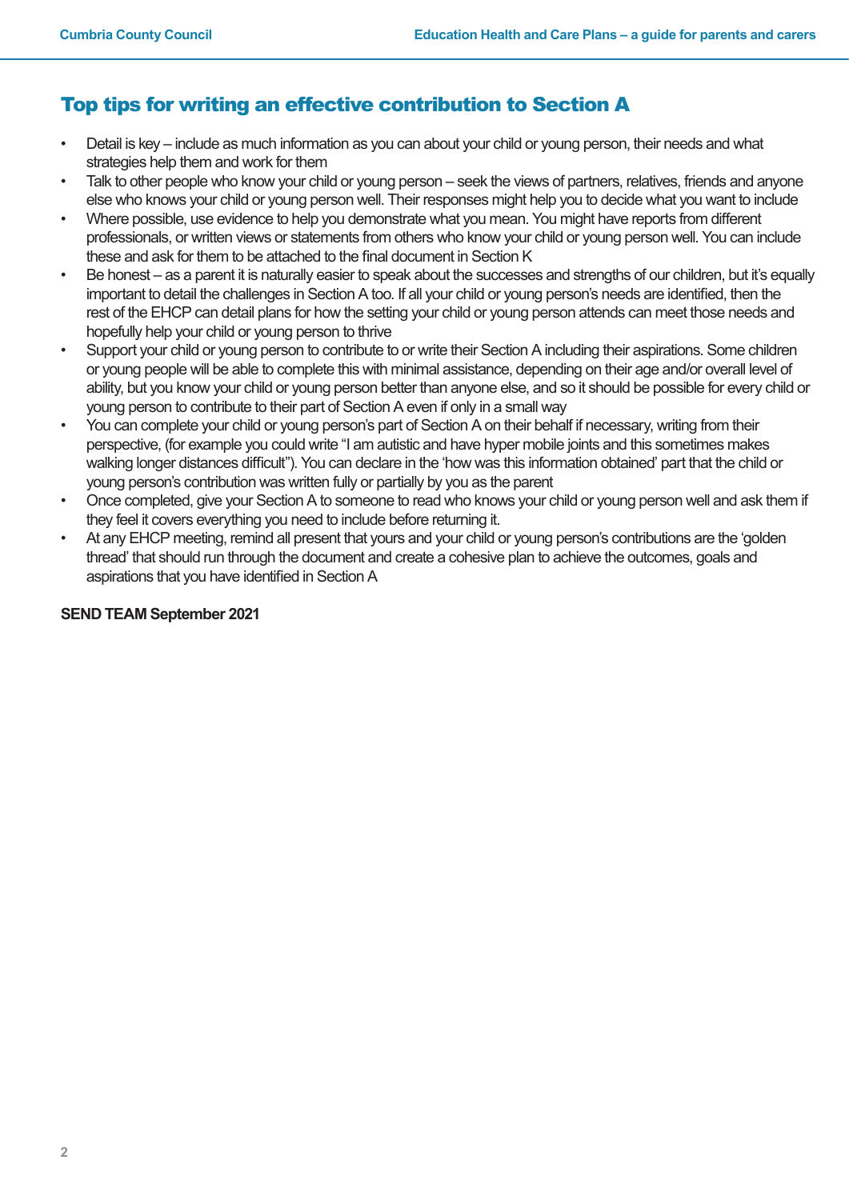## Top tips for writing an effective contribution to Section A

- Detail is key – include as much information as you can about your child or young person, their needs and what strategies help them and work for them
- Talk to other people who know your child or young person – seek the views of partners, relatives, friends and anyone else who knows your child or young person well. Their responses might help you to decide what you want to include
- Where possible, use evidence to help you demonstrate what you mean. You might have reports from different professionals, or written views or statements from others who know your child or young person well. You can include these and ask for them to be attached to the final document in Section K
- Be honest – as a parent it is naturally easier to speak about the successes and strengths of our children, but it's equally important to detail the challenges in Section A too. If all your child or young person's needs are identified, then the rest of the EHCP can detail plans for how the setting your child or young person attends can meet those needs and hopefully help your child or young person to thrive
- Support your child or young person to contribute to or write their Section A including their aspirations. Some children or young people will be able to complete this with minimal assistance, depending on their age and/or overall level of ability, but you know your child or young person better than anyone else, and so it should be possible for every child or young person to contribute to their part of Section A even if only in a small way
- You can complete your child or young person's part of Section A on their behalf if necessary, writing from their perspective, (for example you could write "I am autistic and have hyper mobile joints and this sometimes makes walking longer distances difficult"). You can declare in the 'how was this information obtained' part that the child or young person's contribution was written fully or partially by you as the parent
- Once completed, give your Section A to someone to read who knows your child or young person well and ask them if they feel it covers everything you need to include before returning it.
- At any EHCP meeting, remind all present that yours and your child or young person's contributions are the 'golden thread' that should run through the document and create a cohesive plan to achieve the outcomes, goals and aspirations that you have identified in Section A

**SEND TEAM September 2021**